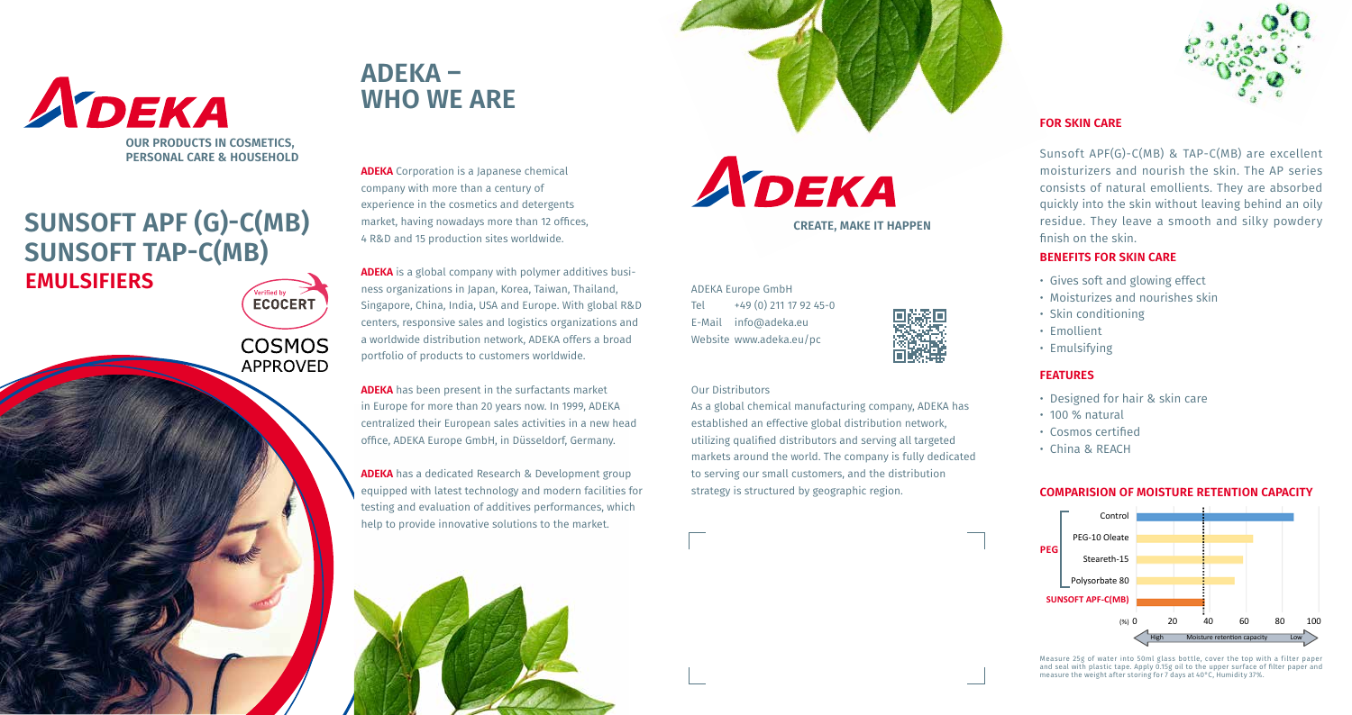# ADEKA

**OUR PRODUCTS IN COSMETICS, PERSONAL CARE & HOUSEHOLD**

# SUNSOFT APF (G)-C(MB)
# SUNSOFT TAP-C(MB)
## EMULSIFIERS

Verified by ECOCERT

COSMOS APPROVED

## ADEKA – WHO WE ARE

**ADEKA** Corporation is a Japanese chemical company with more than a century of experience in the cosmetics and detergents market, having nowadays more than 12 offices, 4 R&D and 15 production sites worldwide.

**ADEKA** is a global company with polymer additives business organizations in Japan, Korea, Taiwan, Thailand, Singapore, China, India, USA and Europe. With global R&D centers, responsive sales and logistics organizations and a worldwide distribution network, ADEKA offers a broad portfolio of products to customers worldwide.

**ADEKA** has been present in the surfactants market in Europe for more than 20 years now. In 1999, ADEKA centralized their European sales activities in a new head office, ADEKA Europe GmbH, in Düsseldorf, Germany.

**ADEKA** has a dedicated Research & Development group equipped with latest technology and modern facilities for testing and evaluation of additives performances, which help to provide innovative solutions to the market.

ADEKA

**CREATE, MAKE IT HAPPEN**

ADEKA Europe GmbH
Tel +49 (0) 211 17 92 45-0
E-Mail info@adeka.eu
Website www.adeka.eu/pc

Our Distributors

As a global chemical manufacturing company, ADEKA has established an effective global distribution network, utilizing qualified distributors and serving all targeted markets around the world. The company is fully dedicated to serving our small customers, and the distribution strategy is structured by geographic region.

### FOR SKIN CARE

Sunsoft APF(G)-C(MB) & TAP-C(MB) are excellent moisturizers and nourish the skin. The AP series consists of natural emollients. They are absorbed quickly into the skin without leaving behind an oily residue. They leave a smooth and silky powdery finish on the skin.

### BENEFITS FOR SKIN CARE

- Gives soft and glowing effect
- Moisturizes and nourishes skin
- Skin conditioning
- Emollient
- Emulsifying

### FEATURES

- Designed for hair & skin care
- 100 % natural
- Cosmos certified
- China & REACH

### COMPARISION OF MOISTURE RETENTION CAPACITY

| Sample | Moisture (%) |
|---|---|
| Control | ~87 |
| PEG: PEG-10 Oleate | ~65 |
| PEG: Steareth-15 | ~60 |
| PEG: Polysorbate 80 | ~55 |
| SUNSOFT APF-C(MB) | ~38 |

(%) 0 – 20 – 40 – 60 – 80 – 100; Moisture retention capacity: High ← → Low

Measure 25g of water into 50ml glass bottle, cover the top with a filter paper and seal with plastic tape. Apply 0.15g oil to the upper surface of filter paper and measure the weight after storing for 7 days at 40°C, Humidity 37%.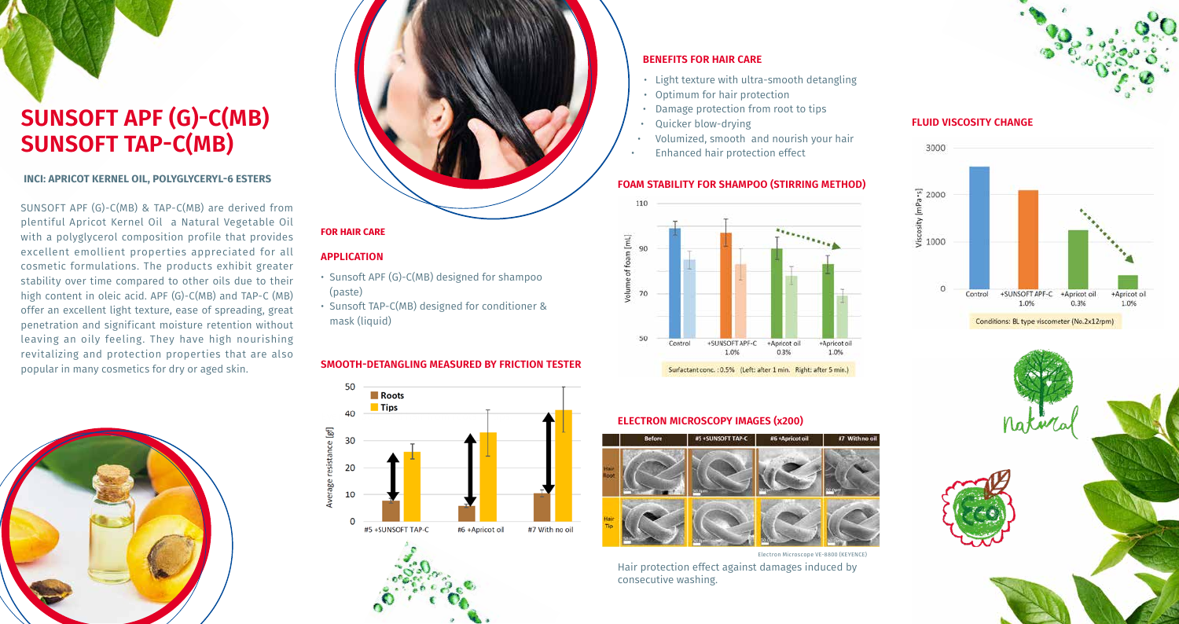# SUNSOFT APF (G)-C(MB)
# SUNSOFT TAP-C(MB)

**INCI: APRICOT KERNEL OIL, POLYGLYCERYL-6 ESTERS**

SUNSOFT APF (G)-C(MB) & TAP-C(MB) are derived from plentiful Apricot Kernel Oil a Natural Vegetable Oil with a polyglycerol composition profile that provides excellent emollient properties appreciated for all cosmetic formulations. The products exhibit greater stability over time compared to other oils due to their high content in oleic acid. APF (G)-C(MB) and TAP-C (MB) offer an excellent light texture, ease of spreading, great penetration and significant moisture retention without leaving an oily feeling. They have high nourishing revitalizing and protection properties that are also popular in many cosmetics for dry or aged skin.

## FOR HAIR CARE

### APPLICATION

- Sunsoft APF (G)-C(MB) designed for shampoo (paste)
- Sunsoft TAP-C(MB) designed for conditioner & mask (liquid)

### SMOOTH-DETANGLING MEASURED BY FRICTION TESTER

Roots
Tips
Average resistance [gf]
0
10
20
30
40
50
#5 +SUNSOFT TAP-C
#6 +Apricot oil
#7 With no oil

### BENEFITS FOR HAIR CARE

- Light texture with ultra-smooth detangling
- Optimum for hair protection
- Damage protection from root to tips
- Quicker blow-drying
- Volumized, smooth and nourish your hair
- Enhanced hair protection effect

### FOAM STABILITY FOR SHAMPOO (STIRRING METHOD)

Volume of foam [mL]
50
70
90
110
Control
+SUNSOFT APF-C 1.0%
+Apricot oil 0.3%
+Apricot oil 1.0%

Surfactant conc. : 0.5% (Left: after 1 min. Right: after 5 min.)

### ELECTRON MICROSCOPY IMAGES (x200)

Before
#5 +SUNSOFT TAP-C
#6 +Apricot oil
#7 With no oil
Hair Root
Hair Tip

Electron Microscope VE-8800 (KEYENCE)

Hair protection effect against damages induced by consecutive washing.

### FLUID VISCOSITY CHANGE

Viscosity [mPa·s]
0
1000
2000
3000
Control
+SUNSOFT APF-C 1.0%
+Apricot oil 0.3%
+Apricot oil 1.0%

Conditions: BL type viscometer (No.2x12rpm)